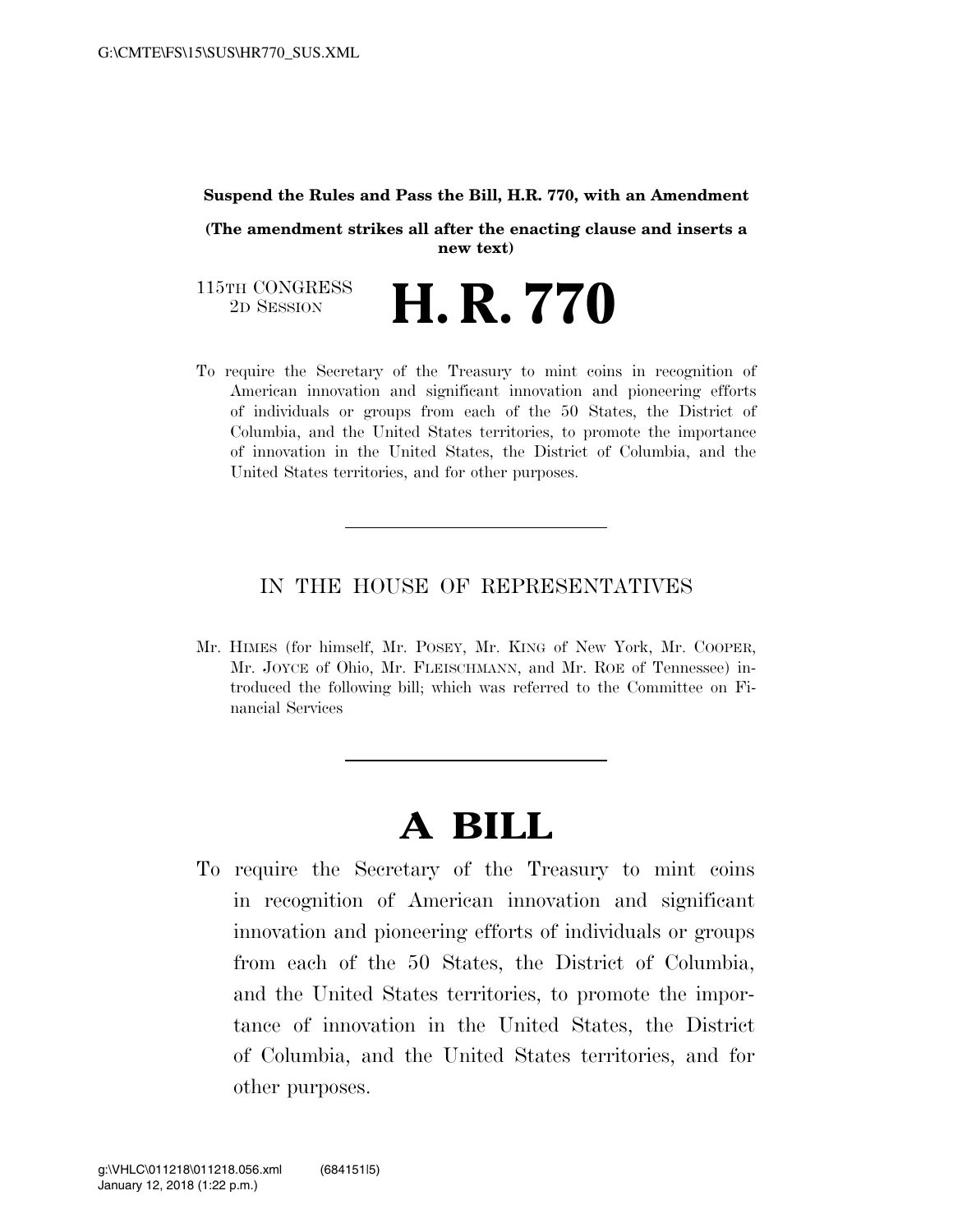**Suspend the Rules and Pass the Bill, H.R. 770, with an Amendment**

**(The amendment strikes all after the enacting clause and inserts a new text)**

115TH CONGRESS
2D SESSION

# H. R. 770

To require the Secretary of the Treasury to mint coins in recognition of American innovation and significant innovation and pioneering efforts of individuals or groups from each of the 50 States, the District of Columbia, and the United States territories, to promote the importance of innovation in the United States, the District of Columbia, and the United States territories, and for other purposes.

---

IN THE HOUSE OF REPRESENTATIVES

Mr. HIMES (for himself, Mr. POSEY, Mr. KING of New York, Mr. COOPER, Mr. JOYCE of Ohio, Mr. FLEISCHMANN, and Mr. ROE of Tennessee) introduced the following bill; which was referred to the Committee on Financial Services

---

# A BILL

To require the Secretary of the Treasury to mint coins in recognition of American innovation and significant innovation and pioneering efforts of individuals or groups from each of the 50 States, the District of Columbia, and the United States territories, to promote the importance of innovation in the United States, the District of Columbia, and the United States territories, and for other purposes.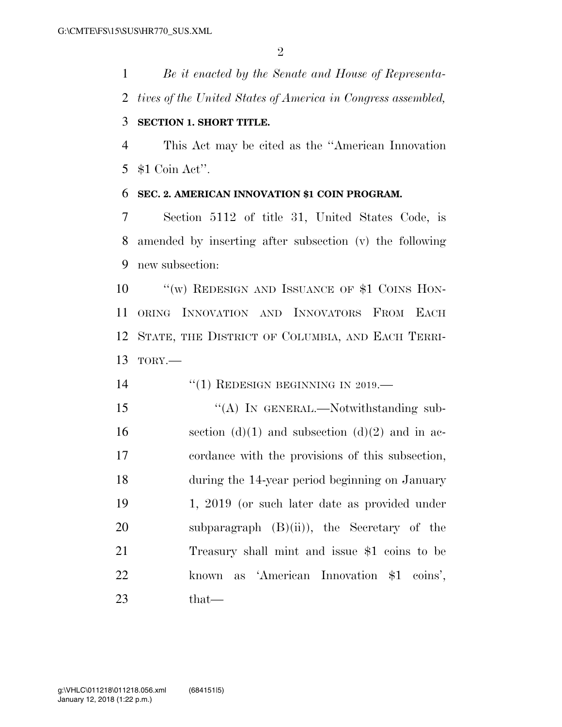*Be it enacted by the Senate and House of Representatives of the United States of America in Congress assembled,*

**SECTION 1. SHORT TITLE.**

This Act may be cited as the ''American Innovation $1 Coin Act''.

**SEC. 2. AMERICAN INNOVATION $1 COIN PROGRAM.**

Section 5112 of title 31, United States Code, is amended by inserting after subsection (v) the following new subsection:

''(w) REDESIGN AND ISSUANCE OF $1 COINS HONORING INNOVATION AND INNOVATORS FROM EACH STATE, THE DISTRICT OF COLUMBIA, AND EACH TERRITORY.—

''(1) REDESIGN BEGINNING IN 2019.—

''(A) IN GENERAL.—Notwithstanding subsection (d)(1) and subsection (d)(2) and in accordance with the provisions of this subsection, during the 14-year period beginning on January 1, 2019 (or such later date as provided under subparagraph (B)(ii)), the Secretary of the Treasury shall mint and issue $1 coins to be known as 'American Innovation $1 coins', that—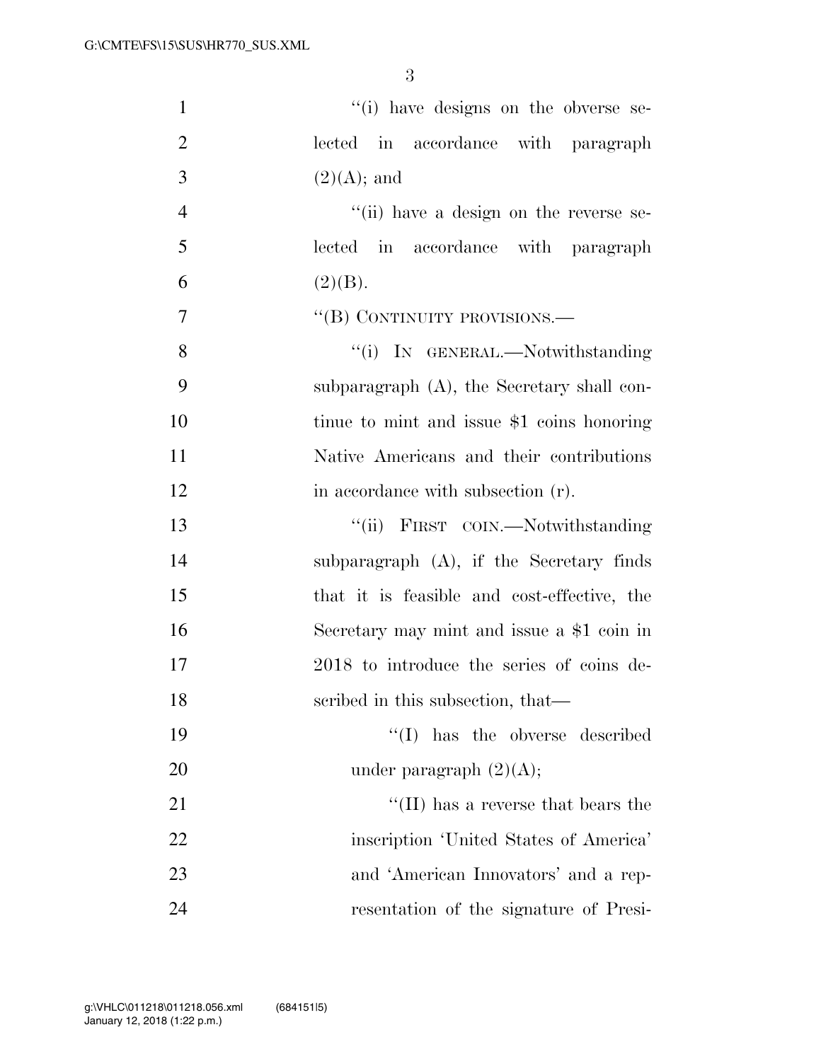"(i) have designs on the obverse selected in accordance with paragraph (2)(A); and

"(ii) have a design on the reverse selected in accordance with paragraph (2)(B).

"(B) CONTINUITY PROVISIONS.—

"(i) IN GENERAL.—Notwithstanding subparagraph (A), the Secretary shall continue to mint and issue $1 coins honoring Native Americans and their contributions in accordance with subsection (r).

"(ii) FIRST COIN.—Notwithstanding subparagraph (A), if the Secretary finds that it is feasible and cost-effective, the Secretary may mint and issue a $1 coin in 2018 to introduce the series of coins described in this subsection, that—

"(I) has the obverse described under paragraph (2)(A);

"(II) has a reverse that bears the inscription 'United States of America' and 'American Innovators' and a representation of the signature of Presi-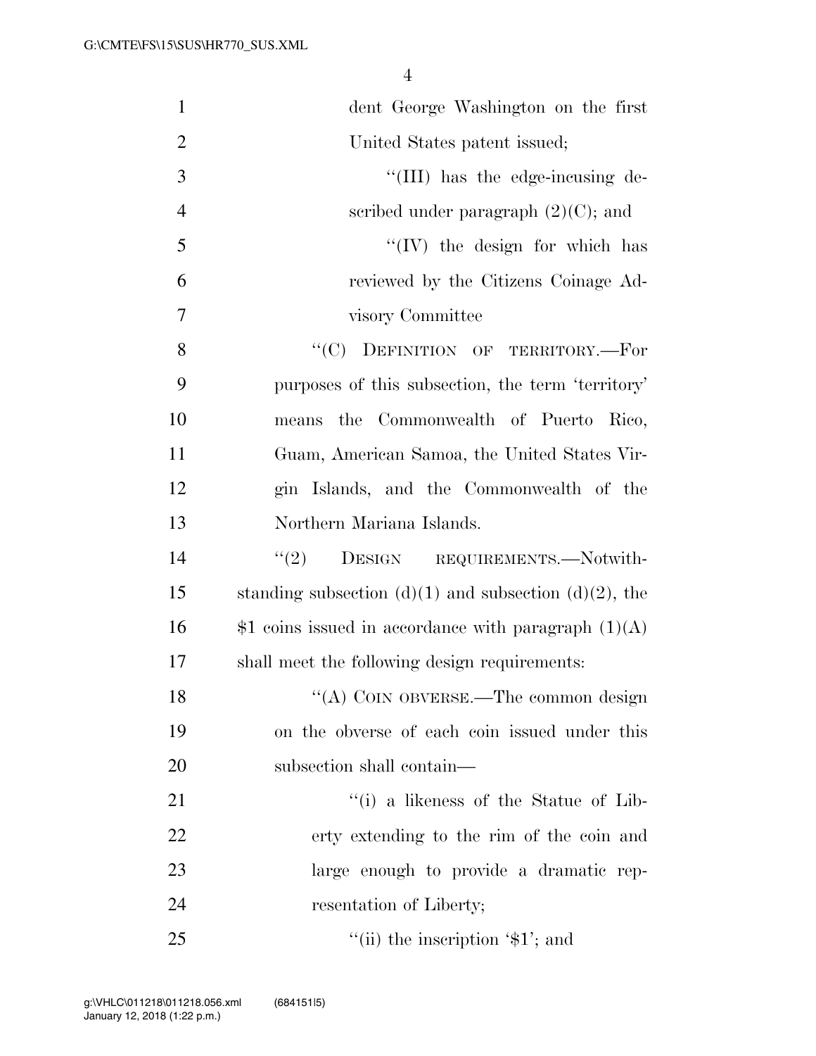dent George Washington on the first United States patent issued;

"(III) has the edge-incusing described under paragraph (2)(C); and

"(IV) the design for which has reviewed by the Citizens Coinage Advisory Committee

"(C) DEFINITION OF TERRITORY.—For purposes of this subsection, the term 'territory' means the Commonwealth of Puerto Rico, Guam, American Samoa, the United States Virgin Islands, and the Commonwealth of the Northern Mariana Islands.

"(2) DESIGN REQUIREMENTS.—Notwithstanding subsection (d)(1) and subsection (d)(2), the $1 coins issued in accordance with paragraph (1)(A) shall meet the following design requirements:

"(A) COIN OBVERSE.—The common design on the obverse of each coin issued under this subsection shall contain—

"(i) a likeness of the Statue of Liberty extending to the rim of the coin and large enough to provide a dramatic representation of Liberty;

"(ii) the inscription '$1'; and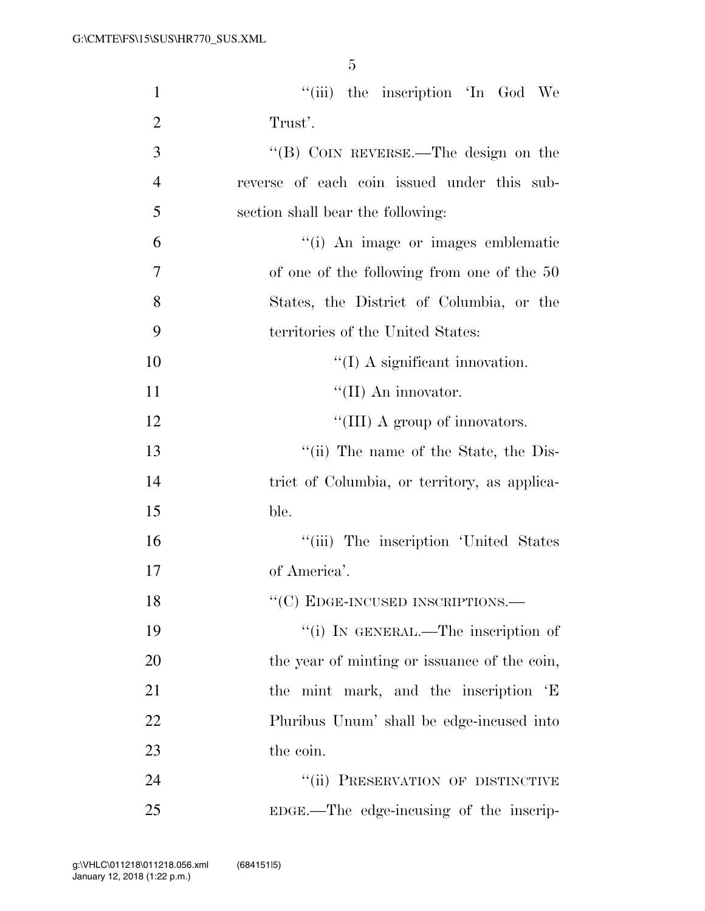"(iii) the inscription 'In God We Trust'.

"(B) COIN REVERSE.—The design on the reverse of each coin issued under this subsection shall bear the following:

"(i) An image or images emblematic of one of the following from one of the 50 States, the District of Columbia, or the territories of the United States:

"(I) A significant innovation.

"(II) An innovator.

"(III) A group of innovators.

"(ii) The name of the State, the District of Columbia, or territory, as applicable.

"(iii) The inscription 'United States of America'.

"(C) EDGE-INCUSED INSCRIPTIONS.—

"(i) IN GENERAL.—The inscription of the year of minting or issuance of the coin, the mint mark, and the inscription 'E Pluribus Unum' shall be edge-incused into the coin.

"(ii) PRESERVATION OF DISTINCTIVE EDGE.—The edge-incusing of the inscrip-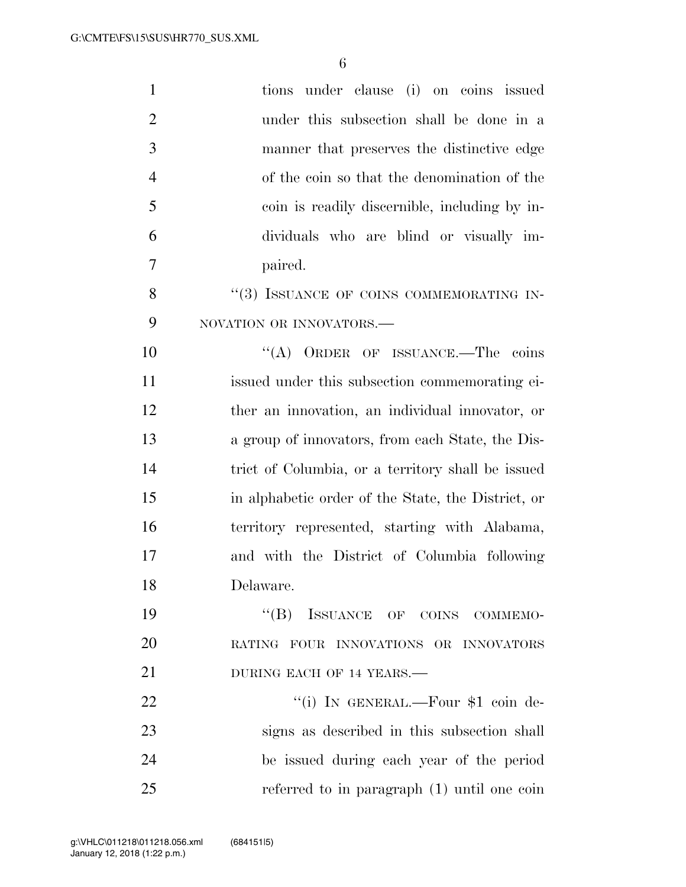tions under clause (i) on coins issued under this subsection shall be done in a manner that preserves the distinctive edge of the coin so that the denomination of the coin is readily discernible, including by individuals who are blind or visually impaired.

"(3) ISSUANCE OF COINS COMMEMORATING INNOVATION OR INNOVATORS.—

"(A) ORDER OF ISSUANCE.—The coins issued under this subsection commemorating either an innovation, an individual innovator, or a group of innovators, from each State, the District of Columbia, or a territory shall be issued in alphabetic order of the State, the District, or territory represented, starting with Alabama, and with the District of Columbia following Delaware.

"(B) ISSUANCE OF COINS COMMEMORATING FOUR INNOVATIONS OR INNOVATORS DURING EACH OF 14 YEARS.—

"(i) IN GENERAL.—Four $1 coin designs as described in this subsection shall be issued during each year of the period referred to in paragraph (1) until one coin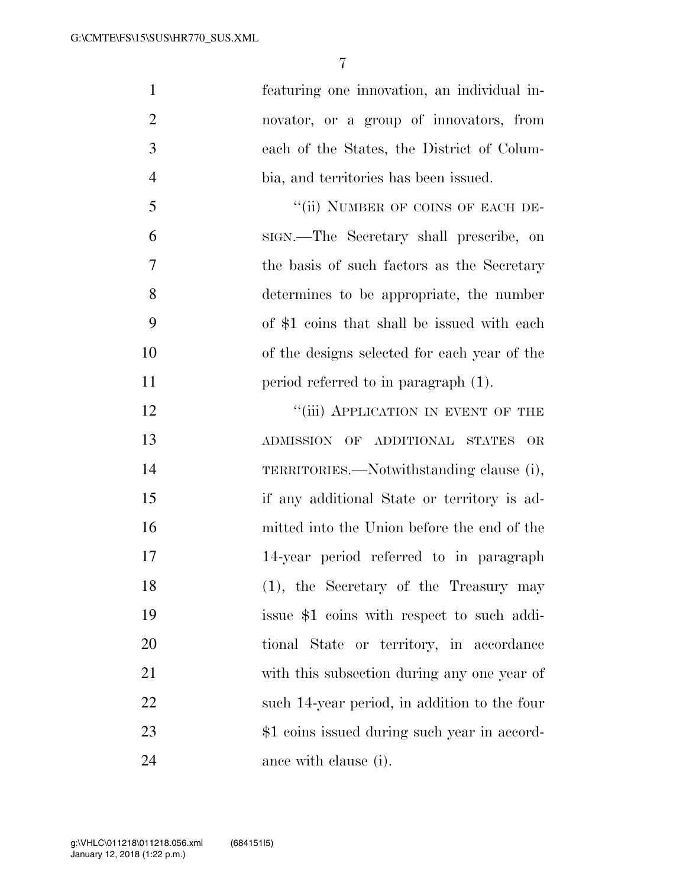featuring one innovation, an individual innovator, or a group of innovators, from each of the States, the District of Columbia, and territories has been issued.

"(ii) NUMBER OF COINS OF EACH DESIGN.—The Secretary shall prescribe, on the basis of such factors as the Secretary determines to be appropriate, the number of $1 coins that shall be issued with each of the designs selected for each year of the period referred to in paragraph (1).

"(iii) APPLICATION IN EVENT OF THE ADMISSION OF ADDITIONAL STATES OR TERRITORIES.—Notwithstanding clause (i), if any additional State or territory is admitted into the Union before the end of the 14-year period referred to in paragraph (1), the Secretary of the Treasury may issue $1 coins with respect to such additional State or territory, in accordance with this subsection during any one year of such 14-year period, in addition to the four $1 coins issued during such year in accordance with clause (i).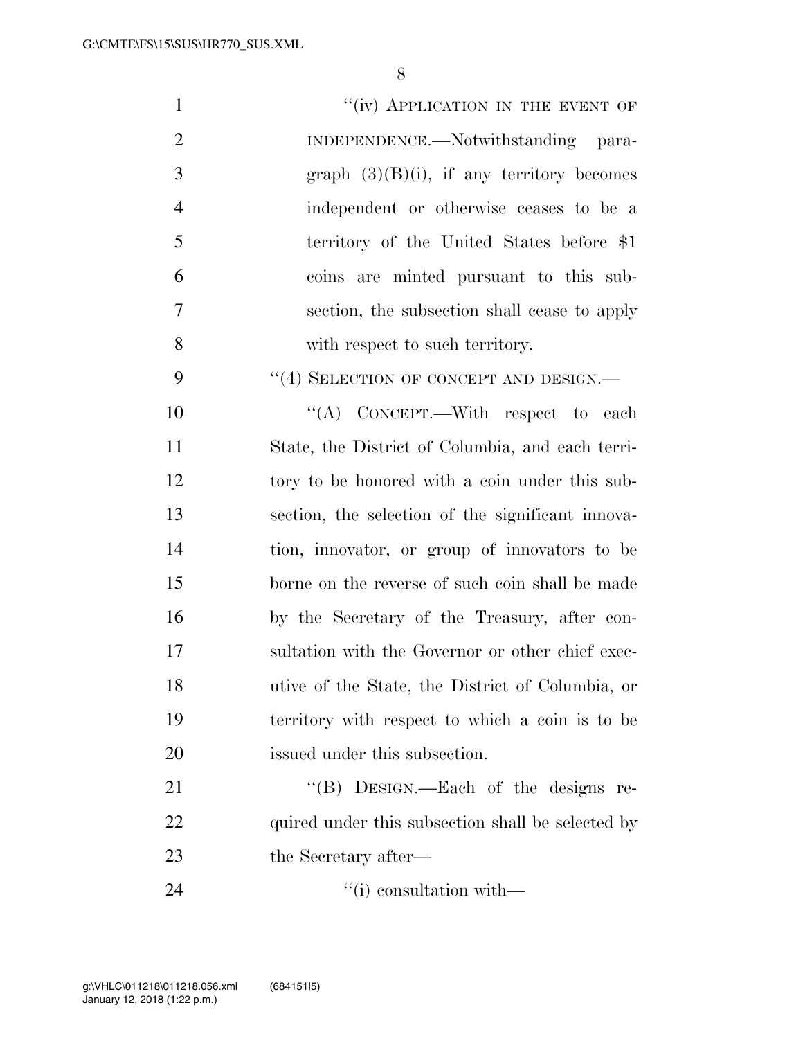"(iv) APPLICATION IN THE EVENT OF INDEPENDENCE.—Notwithstanding paragraph (3)(B)(i), if any territory becomes independent or otherwise ceases to be a territory of the United States before $1 coins are minted pursuant to this subsection, the subsection shall cease to apply with respect to such territory.

"(4) SELECTION OF CONCEPT AND DESIGN.—

"(A) CONCEPT.—With respect to each State, the District of Columbia, and each territory to be honored with a coin under this subsection, the selection of the significant innovation, innovator, or group of innovators to be borne on the reverse of such coin shall be made by the Secretary of the Treasury, after consultation with the Governor or other chief executive of the State, the District of Columbia, or territory with respect to which a coin is to be issued under this subsection.

"(B) DESIGN.—Each of the designs required under this subsection shall be selected by the Secretary after—

"(i) consultation with—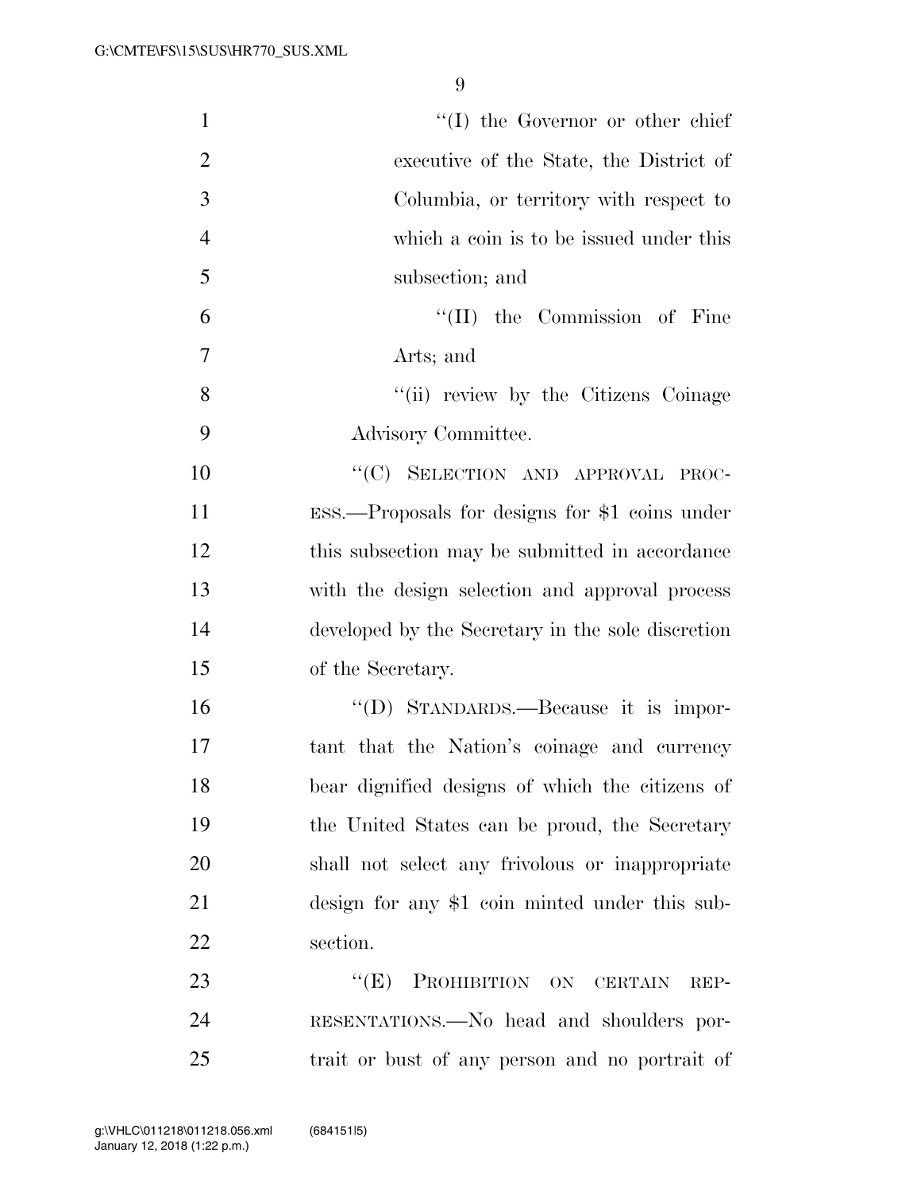"(I) the Governor or other chief executive of the State, the District of Columbia, or territory with respect to which a coin is to be issued under this subsection; and

"(II) the Commission of Fine Arts; and

"(ii) review by the Citizens Coinage Advisory Committee.

"(C) SELECTION AND APPROVAL PROCESS.—Proposals for designs for $1 coins under this subsection may be submitted in accordance with the design selection and approval process developed by the Secretary in the sole discretion of the Secretary.

"(D) STANDARDS.—Because it is important that the Nation's coinage and currency bear dignified designs of which the citizens of the United States can be proud, the Secretary shall not select any frivolous or inappropriate design for any $1 coin minted under this subsection.

"(E) PROHIBITION ON CERTAIN REPRESENTATIONS.—No head and shoulders portrait or bust of any person and no portrait of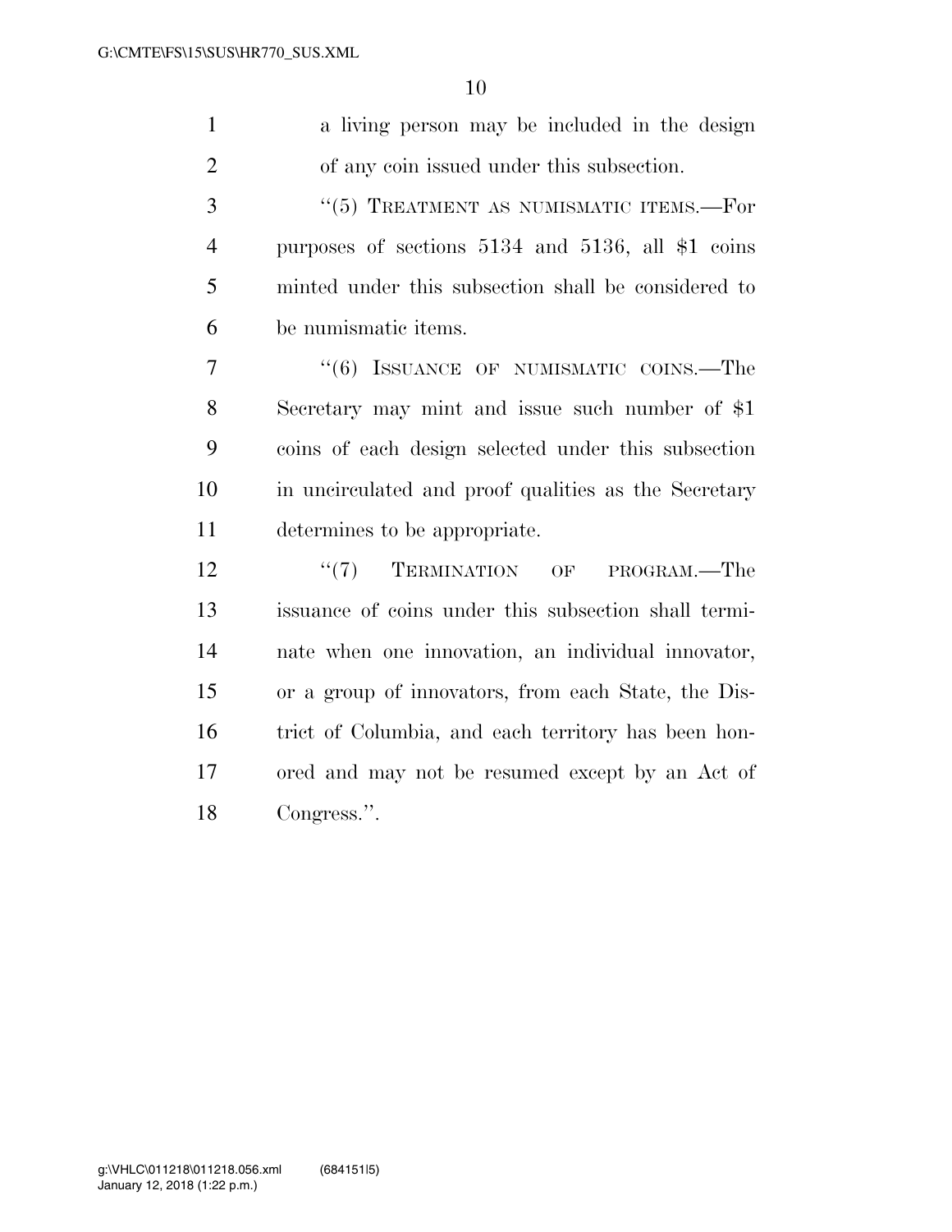a living person may be included in the design of any coin issued under this subsection.

''(5) TREATMENT AS NUMISMATIC ITEMS.—For purposes of sections 5134 and 5136, all $1 coins minted under this subsection shall be considered to be numismatic items.

''(6) ISSUANCE OF NUMISMATIC COINS.—The Secretary may mint and issue such number of $1 coins of each design selected under this subsection in uncirculated and proof qualities as the Secretary determines to be appropriate.

''(7) TERMINATION OF PROGRAM.—The issuance of coins under this subsection shall terminate when one innovation, an individual innovator, or a group of innovators, from each State, the District of Columbia, and each territory has been honored and may not be resumed except by an Act of Congress.''.